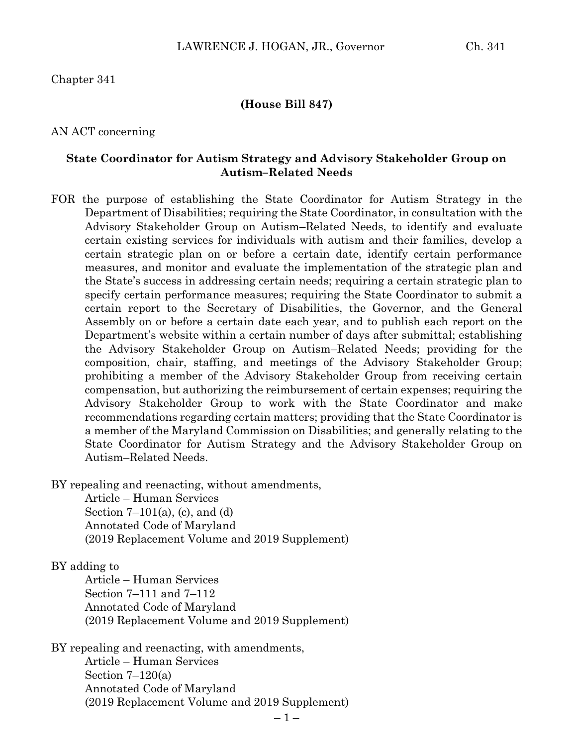Chapter 341

**(House Bill 847)**

AN ACT concerning

**State Coordinator for Autism Strategy and Advisory Stakeholder Group on Autism–Related Needs**

FOR the purpose of establishing the State Coordinator for Autism Strategy in the Department of Disabilities; requiring the State Coordinator, in consultation with the Advisory Stakeholder Group on Autism–Related Needs, to identify and evaluate certain existing services for individuals with autism and their families, develop a certain strategic plan on or before a certain date, identify certain performance measures, and monitor and evaluate the implementation of the strategic plan and the State's success in addressing certain needs; requiring a certain strategic plan to specify certain performance measures; requiring the State Coordinator to submit a certain report to the Secretary of Disabilities, the Governor, and the General Assembly on or before a certain date each year, and to publish each report on the Department's website within a certain number of days after submittal; establishing the Advisory Stakeholder Group on Autism–Related Needs; providing for the composition, chair, staffing, and meetings of the Advisory Stakeholder Group; prohibiting a member of the Advisory Stakeholder Group from receiving certain compensation, but authorizing the reimbursement of certain expenses; requiring the Advisory Stakeholder Group to work with the State Coordinator and make recommendations regarding certain matters; providing that the State Coordinator is a member of the Maryland Commission on Disabilities; and generally relating to the State Coordinator for Autism Strategy and the Advisory Stakeholder Group on Autism–Related Needs.

BY repealing and reenacting, without amendments,
Article – Human Services
Section 7–101(a), (c), and (d)
Annotated Code of Maryland
(2019 Replacement Volume and 2019 Supplement)

BY adding to
Article – Human Services
Section 7–111 and 7–112
Annotated Code of Maryland
(2019 Replacement Volume and 2019 Supplement)

BY repealing and reenacting, with amendments,
Article – Human Services
Section 7–120(a)
Annotated Code of Maryland
(2019 Replacement Volume and 2019 Supplement)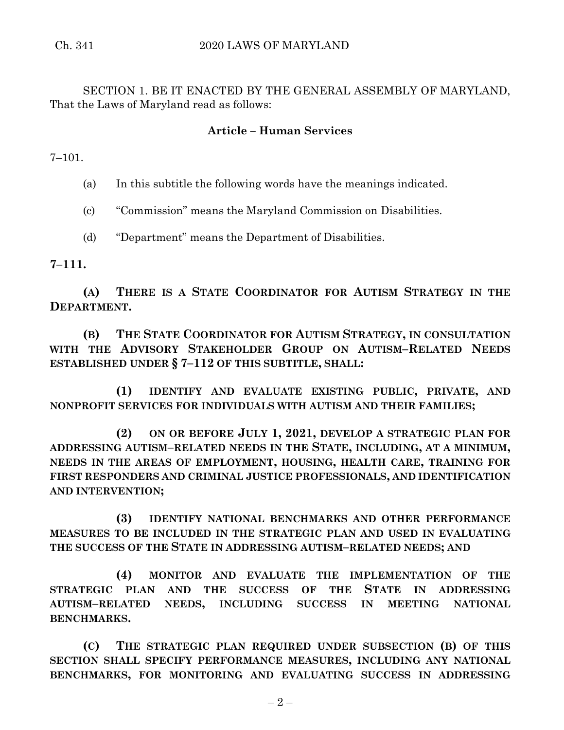SECTION 1. BE IT ENACTED BY THE GENERAL ASSEMBLY OF MARYLAND, That the Laws of Maryland read as follows:

**Article – Human Services**

7–101.

(a) In this subtitle the following words have the meanings indicated.

(c) "Commission" means the Maryland Commission on Disabilities.

(d) "Department" means the Department of Disabilities.

**7–111.**

**(A) THERE IS A STATE COORDINATOR FOR AUTISM STRATEGY IN THE DEPARTMENT.**

**(B) THE STATE COORDINATOR FOR AUTISM STRATEGY, IN CONSULTATION WITH THE ADVISORY STAKEHOLDER GROUP ON AUTISM–RELATED NEEDS ESTABLISHED UNDER § 7–112 OF THIS SUBTITLE, SHALL:**

**(1) IDENTIFY AND EVALUATE EXISTING PUBLIC, PRIVATE, AND NONPROFIT SERVICES FOR INDIVIDUALS WITH AUTISM AND THEIR FAMILIES;**

**(2) ON OR BEFORE JULY 1, 2021, DEVELOP A STRATEGIC PLAN FOR ADDRESSING AUTISM–RELATED NEEDS IN THE STATE, INCLUDING, AT A MINIMUM, NEEDS IN THE AREAS OF EMPLOYMENT, HOUSING, HEALTH CARE, TRAINING FOR FIRST RESPONDERS AND CRIMINAL JUSTICE PROFESSIONALS, AND IDENTIFICATION AND INTERVENTION;**

**(3) IDENTIFY NATIONAL BENCHMARKS AND OTHER PERFORMANCE MEASURES TO BE INCLUDED IN THE STRATEGIC PLAN AND USED IN EVALUATING THE SUCCESS OF THE STATE IN ADDRESSING AUTISM–RELATED NEEDS; AND**

**(4) MONITOR AND EVALUATE THE IMPLEMENTATION OF THE STRATEGIC PLAN AND THE SUCCESS OF THE STATE IN ADDRESSING AUTISM–RELATED NEEDS, INCLUDING SUCCESS IN MEETING NATIONAL BENCHMARKS.**

**(C) THE STRATEGIC PLAN REQUIRED UNDER SUBSECTION (B) OF THIS SECTION SHALL SPECIFY PERFORMANCE MEASURES, INCLUDING ANY NATIONAL BENCHMARKS, FOR MONITORING AND EVALUATING SUCCESS IN ADDRESSING**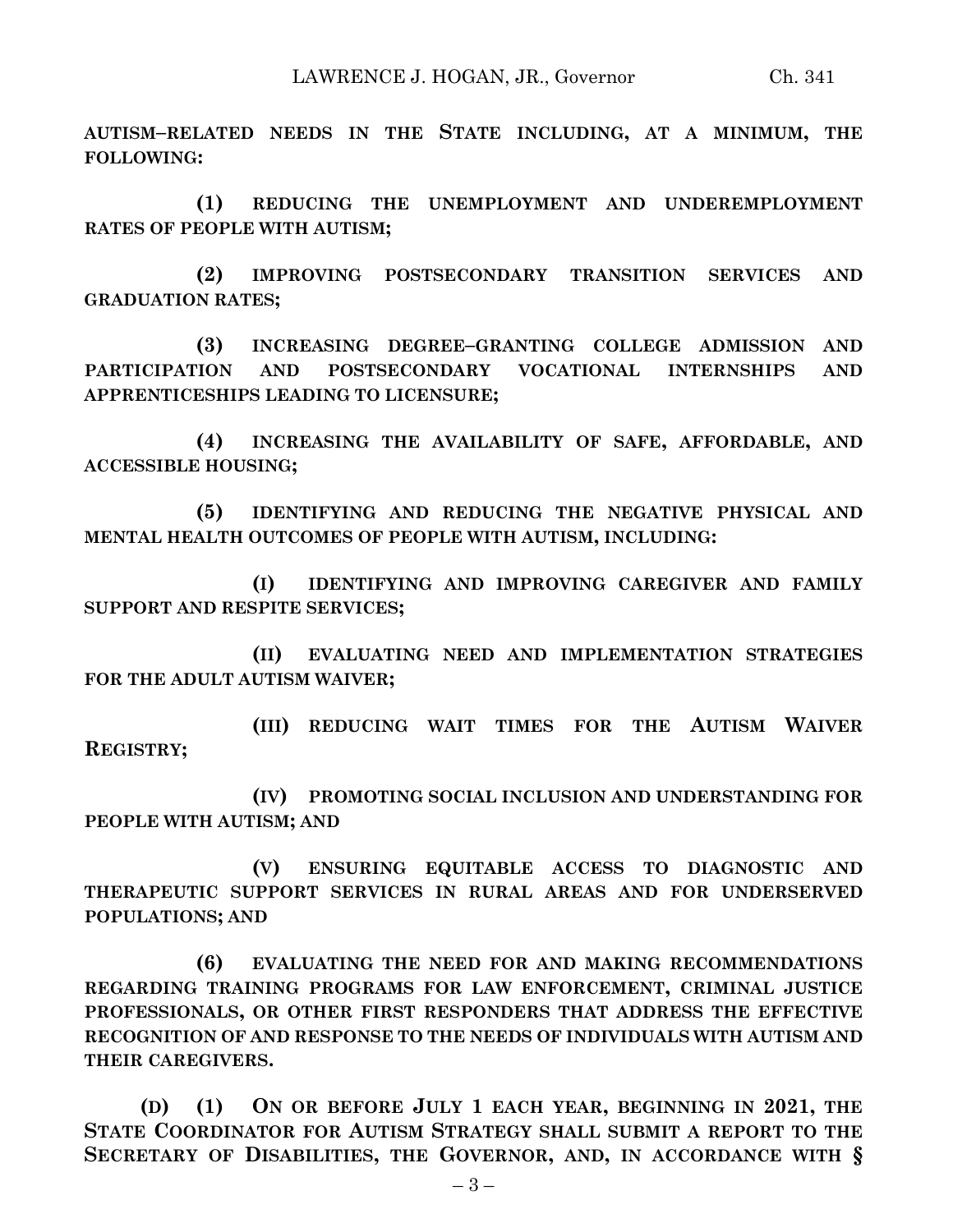**AUTISM–RELATED NEEDS IN THE STATE INCLUDING, AT A MINIMUM, THE FOLLOWING:**

**(1) REDUCING THE UNEMPLOYMENT AND UNDEREMPLOYMENT RATES OF PEOPLE WITH AUTISM;**

**(2) IMPROVING POSTSECONDARY TRANSITION SERVICES AND GRADUATION RATES;**

**(3) INCREASING DEGREE–GRANTING COLLEGE ADMISSION AND PARTICIPATION AND POSTSECONDARY VOCATIONAL INTERNSHIPS AND APPRENTICESHIPS LEADING TO LICENSURE;**

**(4) INCREASING THE AVAILABILITY OF SAFE, AFFORDABLE, AND ACCESSIBLE HOUSING;**

**(5) IDENTIFYING AND REDUCING THE NEGATIVE PHYSICAL AND MENTAL HEALTH OUTCOMES OF PEOPLE WITH AUTISM, INCLUDING:**

**(I) IDENTIFYING AND IMPROVING CAREGIVER AND FAMILY SUPPORT AND RESPITE SERVICES;**

**(II) EVALUATING NEED AND IMPLEMENTATION STRATEGIES FOR THE ADULT AUTISM WAIVER;**

**(III) REDUCING WAIT TIMES FOR THE AUTISM WAIVER REGISTRY;**

**(IV) PROMOTING SOCIAL INCLUSION AND UNDERSTANDING FOR PEOPLE WITH AUTISM; AND**

**(V) ENSURING EQUITABLE ACCESS TO DIAGNOSTIC AND THERAPEUTIC SUPPORT SERVICES IN RURAL AREAS AND FOR UNDERSERVED POPULATIONS; AND**

**(6) EVALUATING THE NEED FOR AND MAKING RECOMMENDATIONS REGARDING TRAINING PROGRAMS FOR LAW ENFORCEMENT, CRIMINAL JUSTICE PROFESSIONALS, OR OTHER FIRST RESPONDERS THAT ADDRESS THE EFFECTIVE RECOGNITION OF AND RESPONSE TO THE NEEDS OF INDIVIDUALS WITH AUTISM AND THEIR CAREGIVERS.**

**(D) (1) ON OR BEFORE JULY 1 EACH YEAR, BEGINNING IN 2021, THE STATE COORDINATOR FOR AUTISM STRATEGY SHALL SUBMIT A REPORT TO THE SECRETARY OF DISABILITIES, THE GOVERNOR, AND, IN ACCORDANCE WITH §**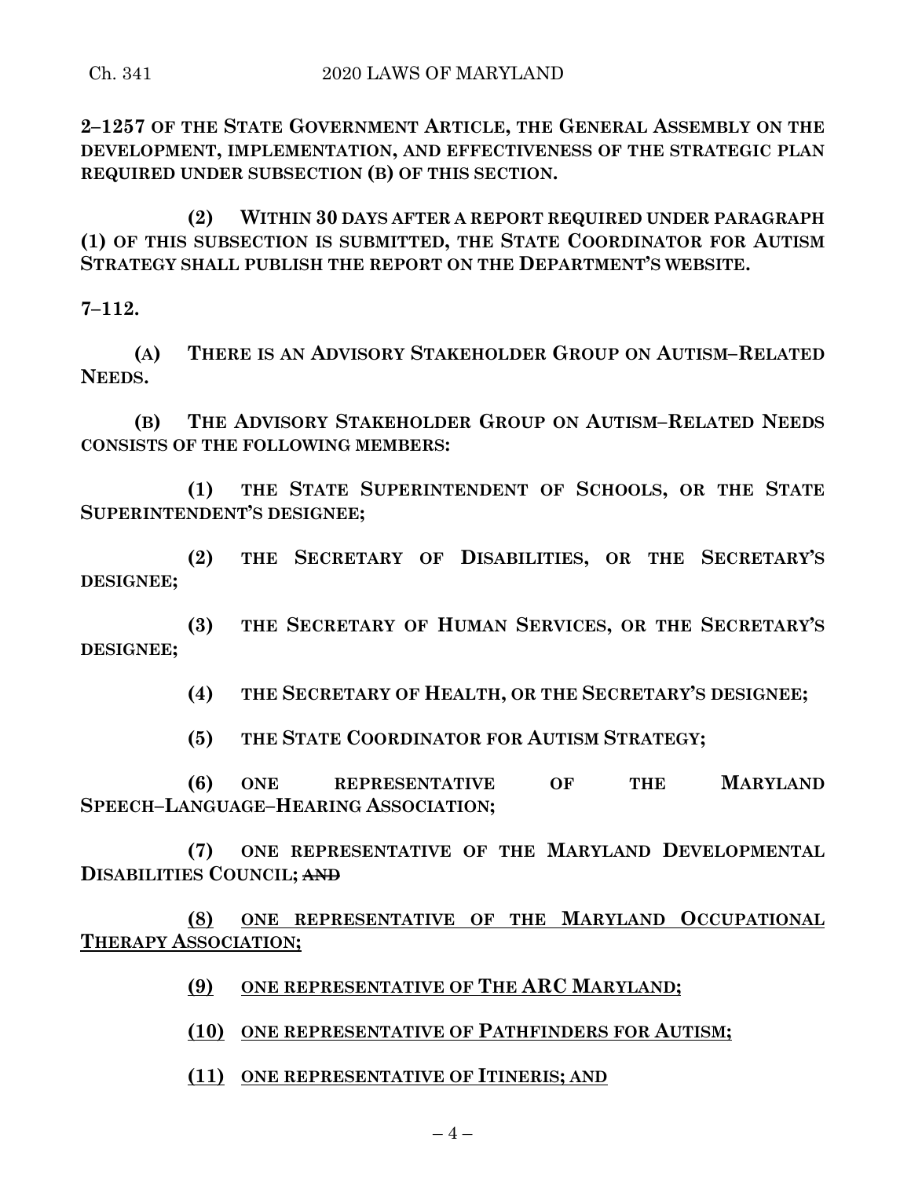**2–1257 OF THE STATE GOVERNMENT ARTICLE, THE GENERAL ASSEMBLY ON THE DEVELOPMENT, IMPLEMENTATION, AND EFFECTIVENESS OF THE STRATEGIC PLAN REQUIRED UNDER SUBSECTION (B) OF THIS SECTION.**

**(2) WITHIN 30 DAYS AFTER A REPORT REQUIRED UNDER PARAGRAPH (1) OF THIS SUBSECTION IS SUBMITTED, THE STATE COORDINATOR FOR AUTISM STRATEGY SHALL PUBLISH THE REPORT ON THE DEPARTMENT'S WEBSITE.**

**7–112.**

**(A) THERE IS AN ADVISORY STAKEHOLDER GROUP ON AUTISM–RELATED NEEDS.**

**(B) THE ADVISORY STAKEHOLDER GROUP ON AUTISM–RELATED NEEDS CONSISTS OF THE FOLLOWING MEMBERS:**

**(1) THE STATE SUPERINTENDENT OF SCHOOLS, OR THE STATE SUPERINTENDENT'S DESIGNEE;**

**(2) THE SECRETARY OF DISABILITIES, OR THE SECRETARY'S DESIGNEE;**

**(3) THE SECRETARY OF HUMAN SERVICES, OR THE SECRETARY'S DESIGNEE;**

**(4) THE SECRETARY OF HEALTH, OR THE SECRETARY'S DESIGNEE;**

**(5) THE STATE COORDINATOR FOR AUTISM STRATEGY;**

**(6) ONE REPRESENTATIVE OF THE MARYLAND SPEECH–LANGUAGE–HEARING ASSOCIATION;**

**(7) ONE REPRESENTATIVE OF THE MARYLAND DEVELOPMENTAL DISABILITIES COUNCIL;** ~~**AND**~~

<u>**(8) ONE REPRESENTATIVE OF THE MARYLAND OCCUPATIONAL THERAPY ASSOCIATION;**</u>

<u>**(9) ONE REPRESENTATIVE OF THE ARC MARYLAND;**</u>

<u>**(10) ONE REPRESENTATIVE OF PATHFINDERS FOR AUTISM;**</u>

<u>**(11) ONE REPRESENTATIVE OF ITINERIS; AND**</u>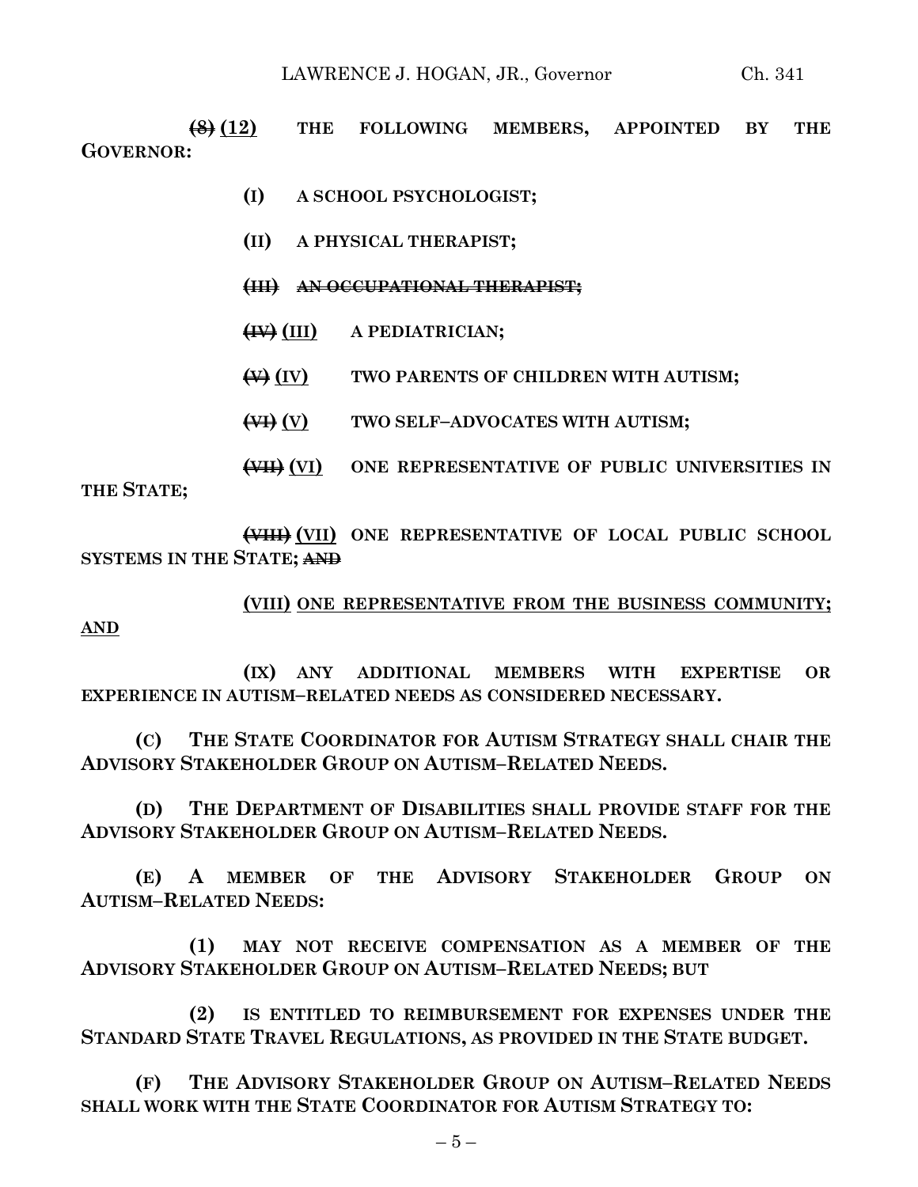~~(8)~~ <u>(12)</u> **THE FOLLOWING MEMBERS, APPOINTED BY THE GOVERNOR:**

**(I) A SCHOOL PSYCHOLOGIST;**

**(II) A PHYSICAL THERAPIST;**

~~**(III) AN OCCUPATIONAL THERAPIST;**~~

~~(IV)~~ <u>(III)</u> **A PEDIATRICIAN;**

~~(V)~~ <u>(IV)</u> **TWO PARENTS OF CHILDREN WITH AUTISM;**

~~(VI)~~ <u>(V)</u> **TWO SELF–ADVOCATES WITH AUTISM;**

~~(VII)~~ <u>(VI)</u> **ONE REPRESENTATIVE OF PUBLIC UNIVERSITIES IN THE STATE;**

~~(VIII)~~ <u>(VII)</u> **ONE REPRESENTATIVE OF LOCAL PUBLIC SCHOOL SYSTEMS IN THE STATE;** ~~**AND**~~

<u>**(VIII) ONE REPRESENTATIVE FROM THE BUSINESS COMMUNITY; AND**</u>

**(IX) ANY ADDITIONAL MEMBERS WITH EXPERTISE OR EXPERIENCE IN AUTISM–RELATED NEEDS AS CONSIDERED NECESSARY.**

**(C) THE STATE COORDINATOR FOR AUTISM STRATEGY SHALL CHAIR THE ADVISORY STAKEHOLDER GROUP ON AUTISM–RELATED NEEDS.**

**(D) THE DEPARTMENT OF DISABILITIES SHALL PROVIDE STAFF FOR THE ADVISORY STAKEHOLDER GROUP ON AUTISM–RELATED NEEDS.**

**(E) A MEMBER OF THE ADVISORY STAKEHOLDER GROUP ON AUTISM–RELATED NEEDS:**

**(1) MAY NOT RECEIVE COMPENSATION AS A MEMBER OF THE ADVISORY STAKEHOLDER GROUP ON AUTISM–RELATED NEEDS; BUT**

**(2) IS ENTITLED TO REIMBURSEMENT FOR EXPENSES UNDER THE STANDARD STATE TRAVEL REGULATIONS, AS PROVIDED IN THE STATE BUDGET.**

**(F) THE ADVISORY STAKEHOLDER GROUP ON AUTISM–RELATED NEEDS SHALL WORK WITH THE STATE COORDINATOR FOR AUTISM STRATEGY TO:**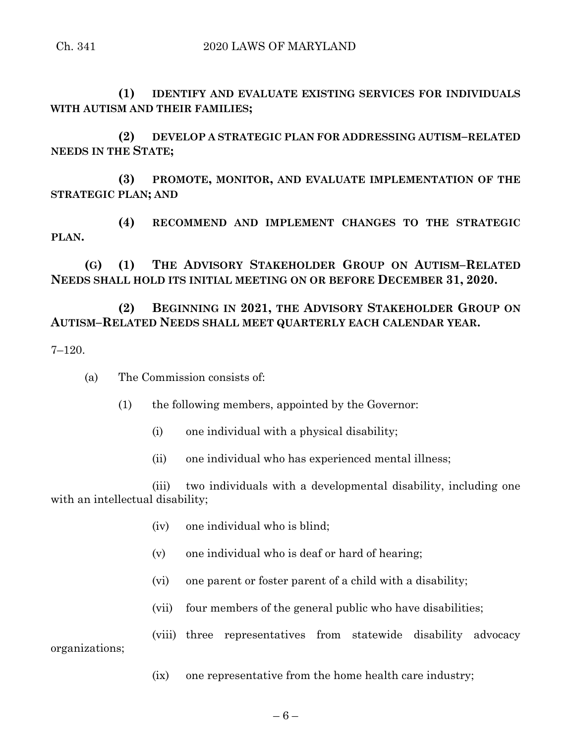**(1) IDENTIFY AND EVALUATE EXISTING SERVICES FOR INDIVIDUALS WITH AUTISM AND THEIR FAMILIES;**

**(2) DEVELOP A STRATEGIC PLAN FOR ADDRESSING AUTISM–RELATED NEEDS IN THE STATE;**

**(3) PROMOTE, MONITOR, AND EVALUATE IMPLEMENTATION OF THE STRATEGIC PLAN; AND**

**(4) RECOMMEND AND IMPLEMENT CHANGES TO THE STRATEGIC PLAN.**

**(G) (1) THE ADVISORY STAKEHOLDER GROUP ON AUTISM–RELATED NEEDS SHALL HOLD ITS INITIAL MEETING ON OR BEFORE DECEMBER 31, 2020.**

**(2) BEGINNING IN 2021, THE ADVISORY STAKEHOLDER GROUP ON AUTISM–RELATED NEEDS SHALL MEET QUARTERLY EACH CALENDAR YEAR.**

7–120.

(a) The Commission consists of:

(1) the following members, appointed by the Governor:

(i) one individual with a physical disability;

(ii) one individual who has experienced mental illness;

(iii) two individuals with a developmental disability, including one with an intellectual disability;

(iv) one individual who is blind;

(v) one individual who is deaf or hard of hearing;

(vi) one parent or foster parent of a child with a disability;

(vii) four members of the general public who have disabilities;

(viii) three representatives from statewide disability advocacy organizations;

(ix) one representative from the home health care industry;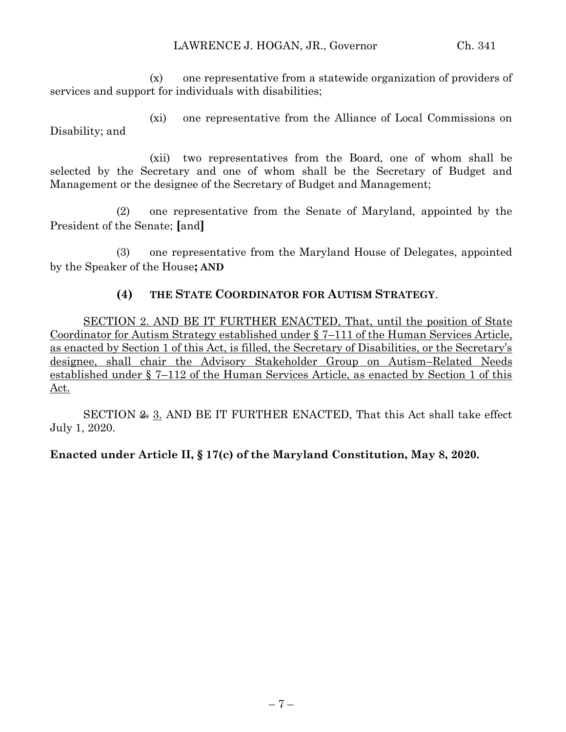(x) one representative from a statewide organization of providers of services and support for individuals with disabilities;

(xi) one representative from the Alliance of Local Commissions on Disability; and

(xii) two representatives from the Board, one of whom shall be selected by the Secretary and one of whom shall be the Secretary of Budget and Management or the designee of the Secretary of Budget and Management;

(2) one representative from the Senate of Maryland, appointed by the President of the Senate; **[**and**]**

(3) one representative from the Maryland House of Delegates, appointed by the Speaker of the House**; AND**

**(4) THE STATE COORDINATOR FOR AUTISM STRATEGY**.

SECTION 2. AND BE IT FURTHER ENACTED, That, until the position of State Coordinator for Autism Strategy established under § 7–111 of the Human Services Article, as enacted by Section 1 of this Act, is filled, the Secretary of Disabilities, or the Secretary's designee, shall chair the Advisory Stakeholder Group on Autism–Related Needs established under § 7–112 of the Human Services Article, as enacted by Section 1 of this Act.

SECTION ~~2.~~ 3. AND BE IT FURTHER ENACTED, That this Act shall take effect July 1, 2020.

**Enacted under Article II, § 17(c) of the Maryland Constitution, May 8, 2020.**